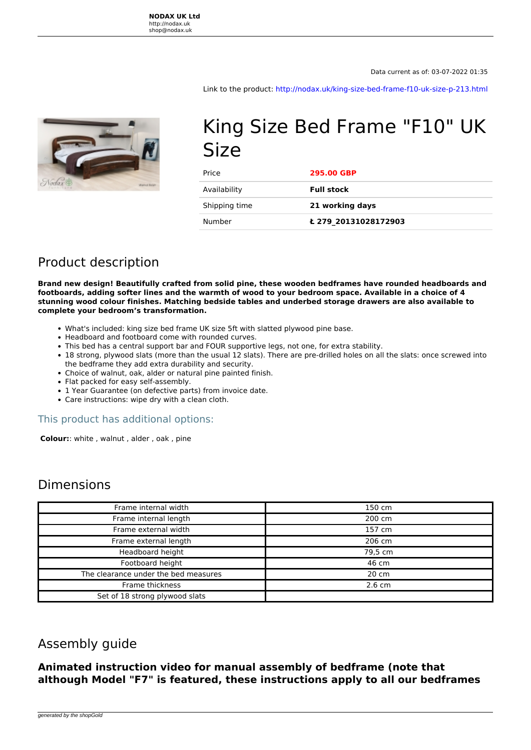**NODAX UK Ltd**
http://nodax.uk
shop@nodax.uk

Data current as of: 03-07-2022 01:35

Link to the product: http://nodax.uk/king-size-bed-frame-f10-uk-size-p-213.html

# King Size Bed Frame "F10" UK Size

| | |
|---|---|
| Price | **295.00 GBP** |
| Availability | **Full stock** |
| Shipping time | **21 working days** |
| Number | **Ł 279_20131028172903** |

## Product description

**Brand new design! Beautifully crafted from solid pine, these wooden bedframes have rounded headboards and footboards, adding softer lines and the warmth of wood to your bedroom space. Available in a choice of 4 stunning wood colour finishes. Matching bedside tables and underbed storage drawers are also available to complete your bedroom's transformation.**

- What's included: king size bed frame UK size 5ft with slatted plywood pine base.
- Headboard and footboard come with rounded curves.
- This bed has a central support bar and FOUR supportive legs, not one, for extra stability.
- 18 strong, plywood slats (more than the usual 12 slats). There are pre-drilled holes on all the slats: once screwed into the bedframe they add extra durability and security.
- Choice of walnut, oak, alder or natural pine painted finish.
- Flat packed for easy self-assembly.
- 1 Year Guarantee (on defective parts) from invoice date.
- Care instructions: wipe dry with a clean cloth.

### This product has additional options:

**Colour:**: white , walnut , alder , oak , pine

## Dimensions

| | |
|---|---|
| Frame internal width | 150 cm |
| Frame internal length | 200 cm |
| Frame external width | 157 cm |
| Frame external length | 206 cm |
| Headboard height | 79,5 cm |
| Footboard height | 46 cm |
| The clearance under the bed measures | 20 cm |
| Frame thickness | 2.6 cm |
| Set of 18 strong plywood slats | |

## Assembly guide

**Animated instruction video for manual assembly of bedframe (note that although Model "F7" is featured, these instructions apply to all our bedframes**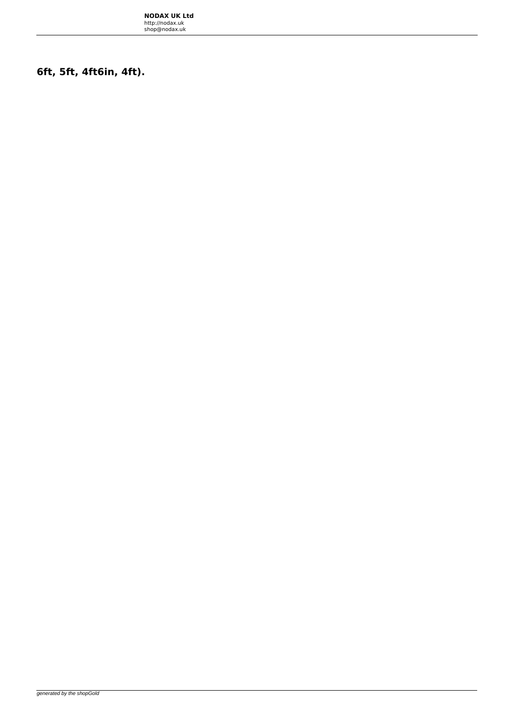**6ft, 5ft, 4ft6in, 4ft).**